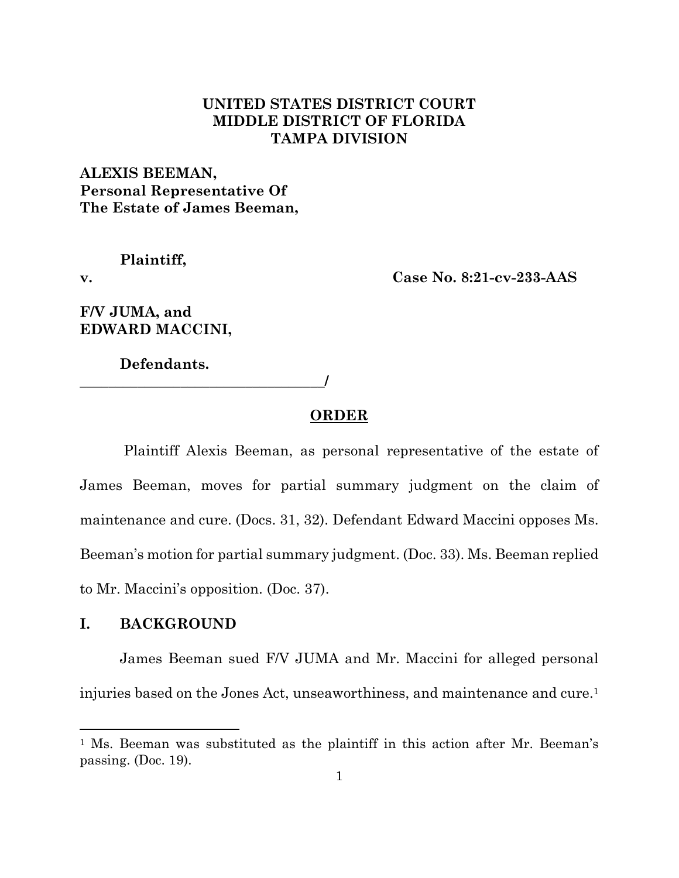**UNITED STATES DISTRICT COURT**
**MIDDLE DISTRICT OF FLORIDA**
**TAMPA DIVISION**

**ALEXIS BEEMAN,**
**Personal Representative Of**
**The Estate of James Beeman,**

**Plaintiff,**

**v.** **Case No. 8:21-cv-233-AAS**

**F/V JUMA, and**
**EDWARD MACCINI,**

**Defendants.**
**______________________________________/**

## ORDER

Plaintiff Alexis Beeman, as personal representative of the estate of James Beeman, moves for partial summary judgment on the claim of maintenance and cure. (Docs. 31, 32). Defendant Edward Maccini opposes Ms. Beeman's motion for partial summary judgment. (Doc. 33). Ms. Beeman replied to Mr. Maccini's opposition. (Doc. 37).

## I. BACKGROUND

James Beeman sued F/V JUMA and Mr. Maccini for alleged personal injuries based on the Jones Act, unseaworthiness, and maintenance and cure.[1]

[1] Ms. Beeman was substituted as the plaintiff in this action after Mr. Beeman's passing. (Doc. 19).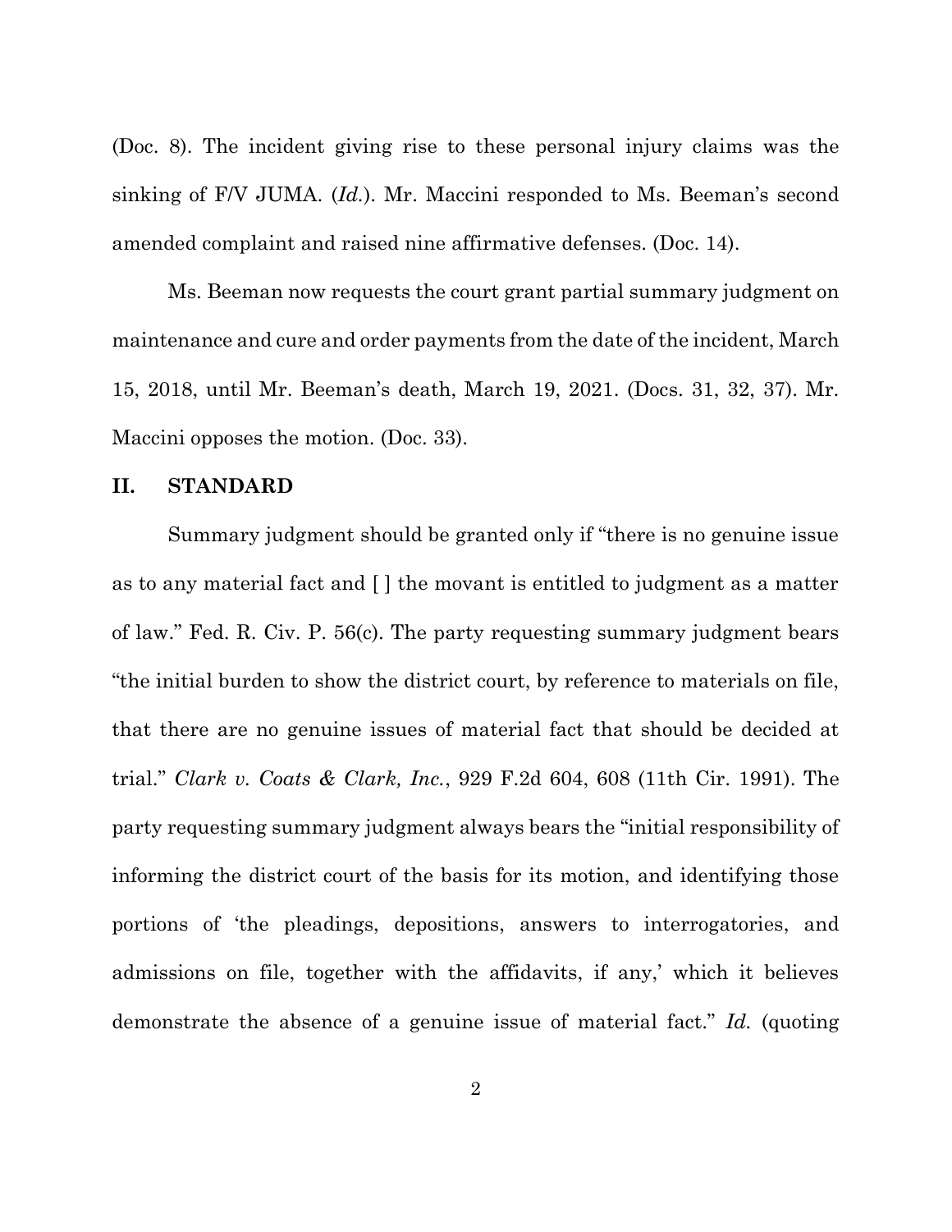(Doc. 8). The incident giving rise to these personal injury claims was the sinking of F/V JUMA. (*Id.*). Mr. Maccini responded to Ms. Beeman's second amended complaint and raised nine affirmative defenses. (Doc. 14).

Ms. Beeman now requests the court grant partial summary judgment on maintenance and cure and order payments from the date of the incident, March 15, 2018, until Mr. Beeman's death, March 19, 2021. (Docs. 31, 32, 37). Mr. Maccini opposes the motion. (Doc. 33).

## II. STANDARD

Summary judgment should be granted only if "there is no genuine issue as to any material fact and [ ] the movant is entitled to judgment as a matter of law." Fed. R. Civ. P. 56(c). The party requesting summary judgment bears "the initial burden to show the district court, by reference to materials on file, that there are no genuine issues of material fact that should be decided at trial." *Clark v. Coats & Clark, Inc.*, 929 F.2d 604, 608 (11th Cir. 1991). The party requesting summary judgment always bears the "initial responsibility of informing the district court of the basis for its motion, and identifying those portions of 'the pleadings, depositions, answers to interrogatories, and admissions on file, together with the affidavits, if any,' which it believes demonstrate the absence of a genuine issue of material fact." *Id.* (quoting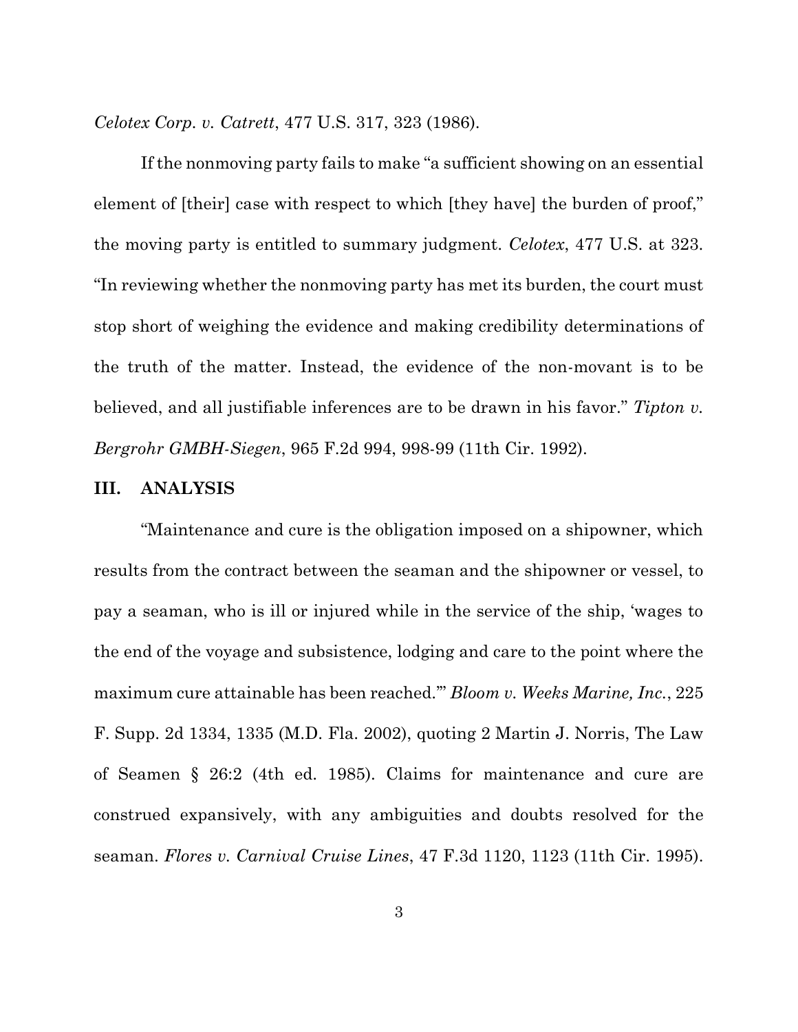*Celotex Corp. v. Catrett*, 477 U.S. 317, 323 (1986).

If the nonmoving party fails to make "a sufficient showing on an essential element of [their] case with respect to which [they have] the burden of proof," the moving party is entitled to summary judgment. *Celotex*, 477 U.S. at 323. "In reviewing whether the nonmoving party has met its burden, the court must stop short of weighing the evidence and making credibility determinations of the truth of the matter. Instead, the evidence of the non-movant is to be believed, and all justifiable inferences are to be drawn in his favor." *Tipton v. Bergrohr GMBH-Siegen*, 965 F.2d 994, 998-99 (11th Cir. 1992).

## III. ANALYSIS

"Maintenance and cure is the obligation imposed on a shipowner, which results from the contract between the seaman and the shipowner or vessel, to pay a seaman, who is ill or injured while in the service of the ship, 'wages to the end of the voyage and subsistence, lodging and care to the point where the maximum cure attainable has been reached.'" *Bloom v. Weeks Marine, Inc.*, 225 F. Supp. 2d 1334, 1335 (M.D. Fla. 2002), quoting 2 Martin J. Norris, The Law of Seamen § 26:2 (4th ed. 1985). Claims for maintenance and cure are construed expansively, with any ambiguities and doubts resolved for the seaman. *Flores v. Carnival Cruise Lines*, 47 F.3d 1120, 1123 (11th Cir. 1995).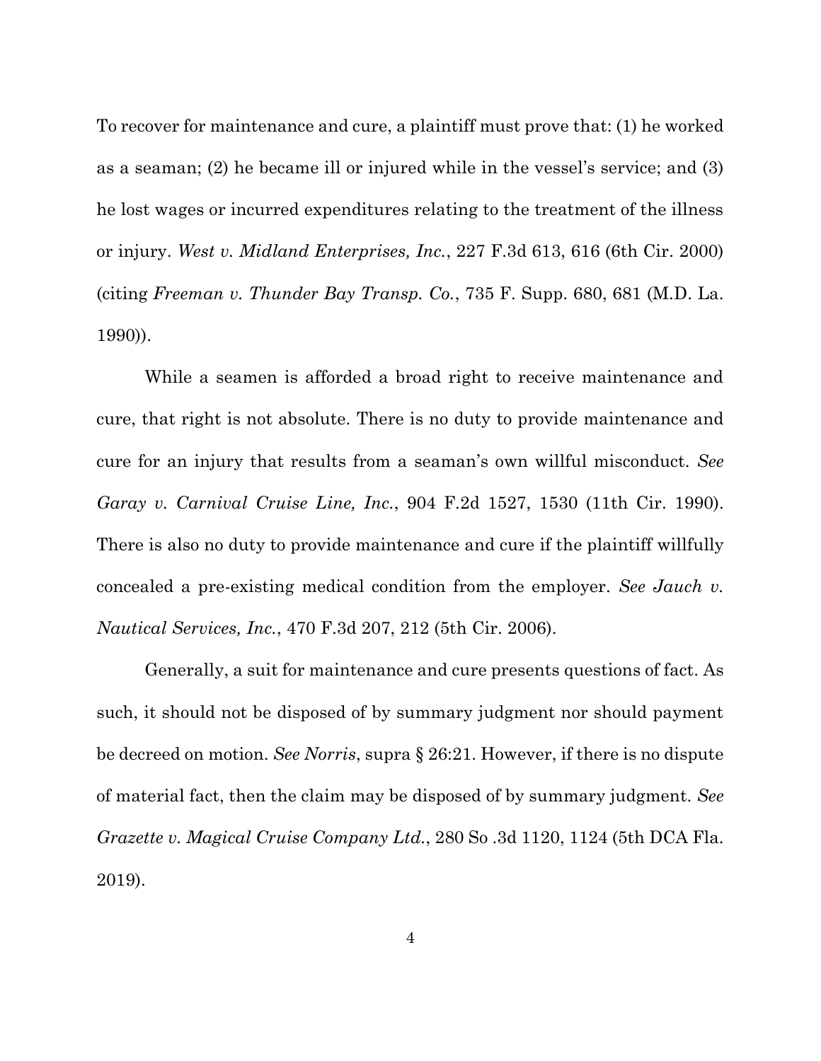To recover for maintenance and cure, a plaintiff must prove that: (1) he worked as a seaman; (2) he became ill or injured while in the vessel's service; and (3) he lost wages or incurred expenditures relating to the treatment of the illness or injury. *West v. Midland Enterprises, Inc.*, 227 F.3d 613, 616 (6th Cir. 2000) (citing *Freeman v. Thunder Bay Transp. Co.*, 735 F. Supp. 680, 681 (M.D. La. 1990)).

While a seamen is afforded a broad right to receive maintenance and cure, that right is not absolute. There is no duty to provide maintenance and cure for an injury that results from a seaman's own willful misconduct. *See Garay v. Carnival Cruise Line, Inc.*, 904 F.2d 1527, 1530 (11th Cir. 1990). There is also no duty to provide maintenance and cure if the plaintiff willfully concealed a pre-existing medical condition from the employer. *See Jauch v. Nautical Services, Inc.*, 470 F.3d 207, 212 (5th Cir. 2006).

Generally, a suit for maintenance and cure presents questions of fact. As such, it should not be disposed of by summary judgment nor should payment be decreed on motion. *See Norris*, supra § 26:21. However, if there is no dispute of material fact, then the claim may be disposed of by summary judgment. *See Grazette v. Magical Cruise Company Ltd.*, 280 So .3d 1120, 1124 (5th DCA Fla. 2019).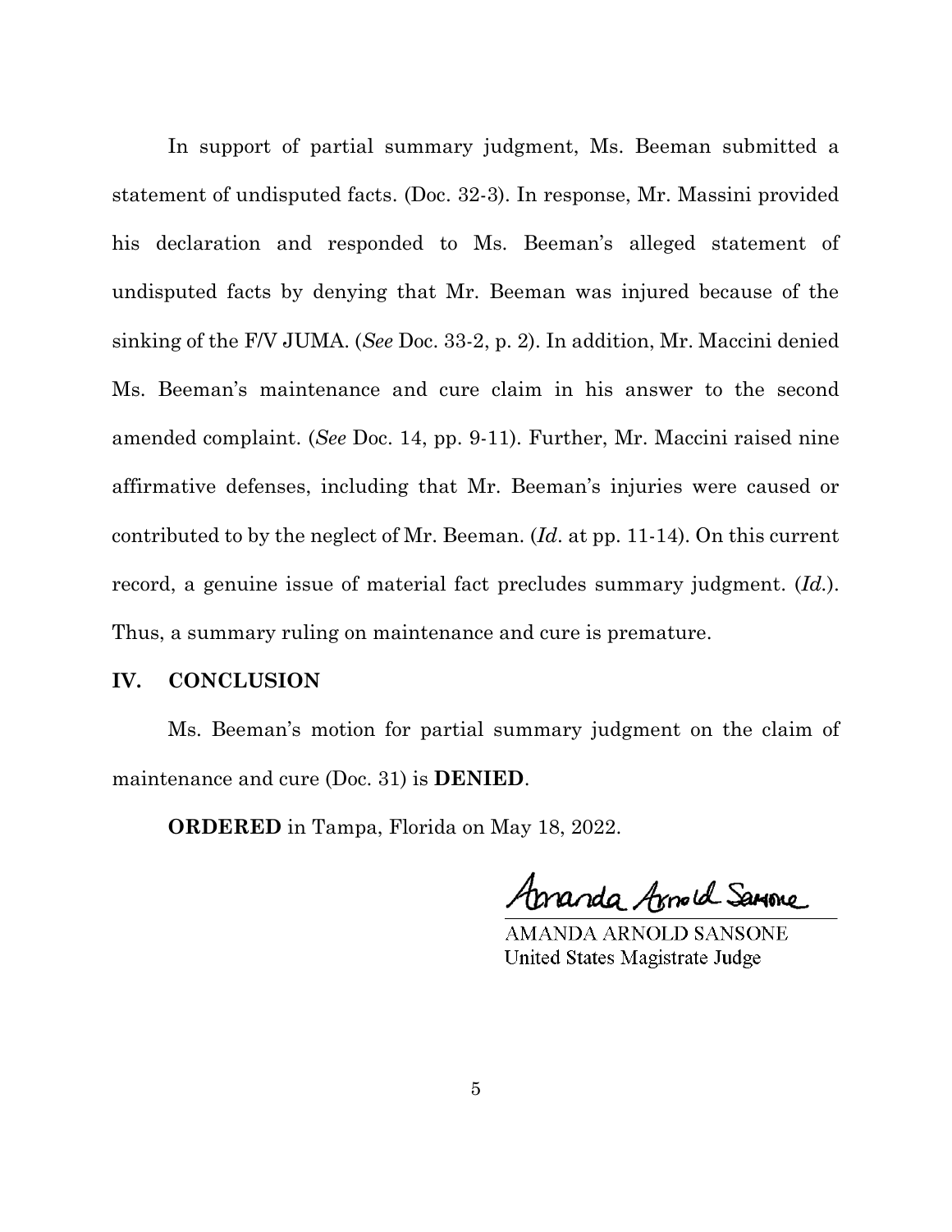In support of partial summary judgment, Ms. Beeman submitted a statement of undisputed facts. (Doc. 32-3). In response, Mr. Massini provided his declaration and responded to Ms. Beeman's alleged statement of undisputed facts by denying that Mr. Beeman was injured because of the sinking of the F/V JUMA. (*See* Doc. 33-2, p. 2). In addition, Mr. Maccini denied Ms. Beeman's maintenance and cure claim in his answer to the second amended complaint. (*See* Doc. 14, pp. 9-11). Further, Mr. Maccini raised nine affirmative defenses, including that Mr. Beeman's injuries were caused or contributed to by the neglect of Mr. Beeman. (*Id*. at pp. 11-14). On this current record, a genuine issue of material fact precludes summary judgment. (*Id.*). Thus, a summary ruling on maintenance and cure is premature.

## IV. CONCLUSION

Ms. Beeman's motion for partial summary judgment on the claim of maintenance and cure (Doc. 31) is **DENIED**.

**ORDERED** in Tampa, Florida on May 18, 2022.

AMANDA ARNOLD SANSONE
United States Magistrate Judge